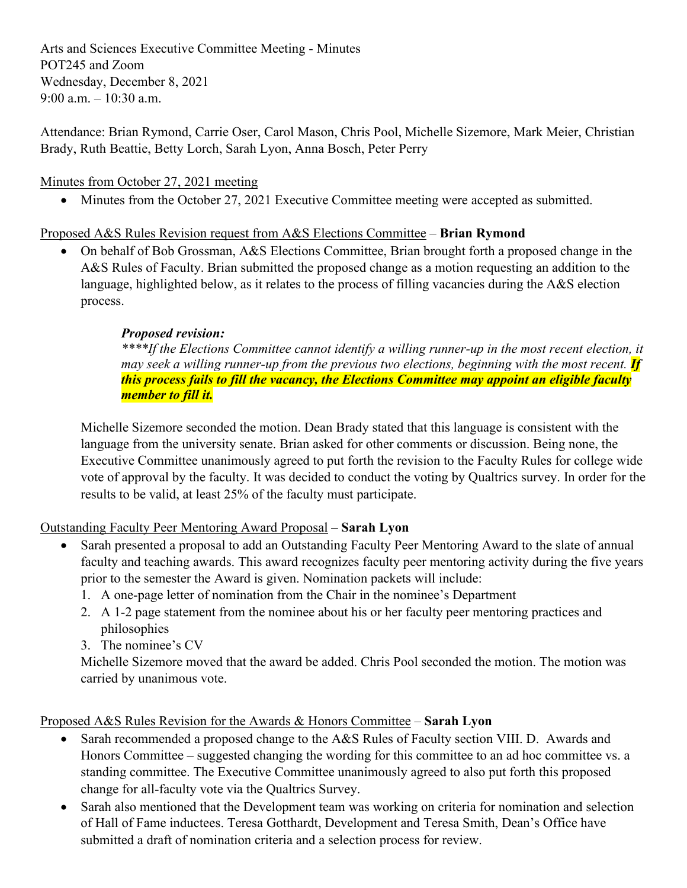Arts and Sciences Executive Committee Meeting - Minutes
POT245 and Zoom
Wednesday, December 8, 2021
9:00 a.m. – 10:30 a.m.

Attendance: Brian Rymond, Carrie Oser, Carol Mason, Chris Pool, Michelle Sizemore, Mark Meier, Christian Brady, Ruth Beattie, Betty Lorch, Sarah Lyon, Anna Bosch, Peter Perry

Minutes from October 27, 2021 meeting

- Minutes from the October 27, 2021 Executive Committee meeting were accepted as submitted.

Proposed A&S Rules Revision request from A&S Elections Committee – **Brian Rymond**

- On behalf of Bob Grossman, A&S Elections Committee, Brian brought forth a proposed change in the A&S Rules of Faculty. Brian submitted the proposed change as a motion requesting an addition to the language, highlighted below, as it relates to the process of filling vacancies during the A&S election process.

  ***Proposed revision:***
  *\*\*\*\*If the Elections Committee cannot identify a willing runner-up in the most recent election, it may seek a willing runner-up from the previous two elections, beginning with the most recent.* ***If this process fails to fill the vacancy, the Elections Committee may appoint an eligible faculty member to fill it.***

  Michelle Sizemore seconded the motion. Dean Brady stated that this language is consistent with the language from the university senate. Brian asked for other comments or discussion. Being none, the Executive Committee unanimously agreed to put forth the revision to the Faculty Rules for college wide vote of approval by the faculty. It was decided to conduct the voting by Qualtrics survey. In order for the results to be valid, at least 25% of the faculty must participate.

Outstanding Faculty Peer Mentoring Award Proposal – **Sarah Lyon**

- Sarah presented a proposal to add an Outstanding Faculty Peer Mentoring Award to the slate of annual faculty and teaching awards. This award recognizes faculty peer mentoring activity during the five years prior to the semester the Award is given. Nomination packets will include:
  1. A one-page letter of nomination from the Chair in the nominee's Department
  2. A 1-2 page statement from the nominee about his or her faculty peer mentoring practices and philosophies
  3. The nominee's CV

  Michelle Sizemore moved that the award be added. Chris Pool seconded the motion. The motion was carried by unanimous vote.

Proposed A&S Rules Revision for the Awards & Honors Committee – **Sarah Lyon**

- Sarah recommended a proposed change to the A&S Rules of Faculty section VIII. D. Awards and Honors Committee – suggested changing the wording for this committee to an ad hoc committee vs. a standing committee. The Executive Committee unanimously agreed to also put forth this proposed change for all-faculty vote via the Qualtrics Survey.
- Sarah also mentioned that the Development team was working on criteria for nomination and selection of Hall of Fame inductees. Teresa Gotthardt, Development and Teresa Smith, Dean's Office have submitted a draft of nomination criteria and a selection process for review.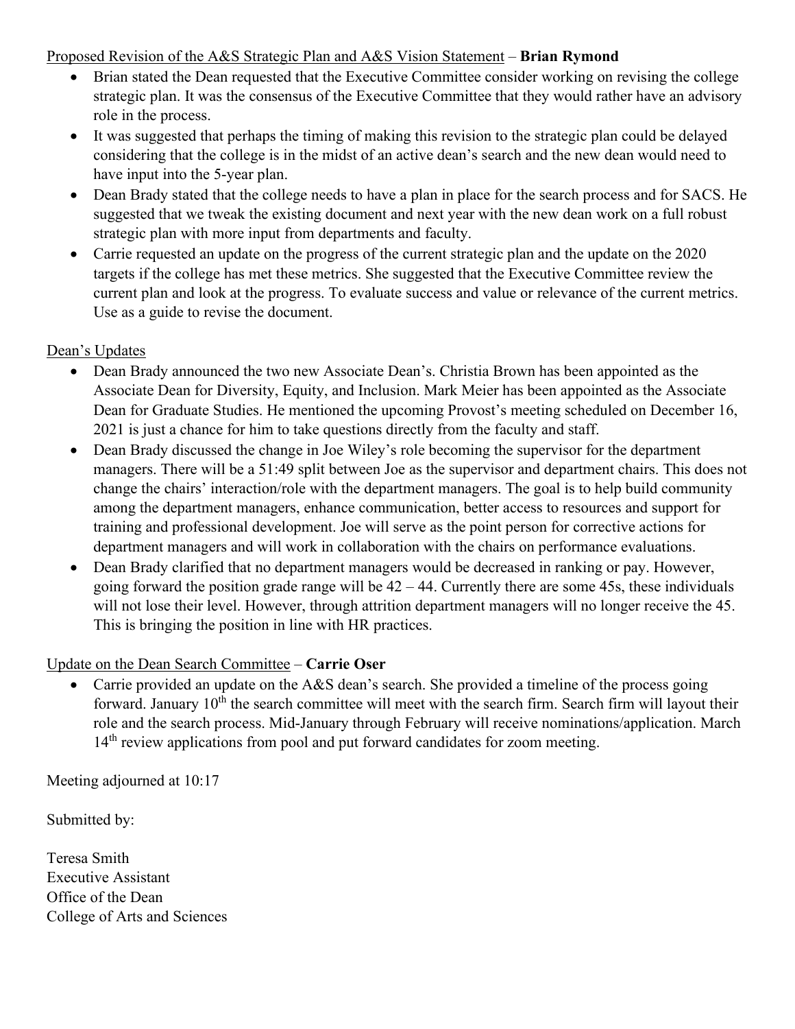<u>Proposed Revision of the A&S Strategic Plan and A&S Vision Statement</u> – **Brian Rymond**

- Brian stated the Dean requested that the Executive Committee consider working on revising the college strategic plan. It was the consensus of the Executive Committee that they would rather have an advisory role in the process.
- It was suggested that perhaps the timing of making this revision to the strategic plan could be delayed considering that the college is in the midst of an active dean's search and the new dean would need to have input into the 5-year plan.
- Dean Brady stated that the college needs to have a plan in place for the search process and for SACS. He suggested that we tweak the existing document and next year with the new dean work on a full robust strategic plan with more input from departments and faculty.
- Carrie requested an update on the progress of the current strategic plan and the update on the 2020 targets if the college has met these metrics. She suggested that the Executive Committee review the current plan and look at the progress. To evaluate success and value or relevance of the current metrics. Use as a guide to revise the document.

<u>Dean's Updates</u>

- Dean Brady announced the two new Associate Dean's. Christia Brown has been appointed as the Associate Dean for Diversity, Equity, and Inclusion. Mark Meier has been appointed as the Associate Dean for Graduate Studies. He mentioned the upcoming Provost's meeting scheduled on December 16, 2021 is just a chance for him to take questions directly from the faculty and staff.
- Dean Brady discussed the change in Joe Wiley's role becoming the supervisor for the department managers. There will be a 51:49 split between Joe as the supervisor and department chairs. This does not change the chairs' interaction/role with the department managers. The goal is to help build community among the department managers, enhance communication, better access to resources and support for training and professional development. Joe will serve as the point person for corrective actions for department managers and will work in collaboration with the chairs on performance evaluations.
- Dean Brady clarified that no department managers would be decreased in ranking or pay. However, going forward the position grade range will be 42 – 44. Currently there are some 45s, these individuals will not lose their level. However, through attrition department managers will no longer receive the 45. This is bringing the position in line with HR practices.

<u>Update on the Dean Search Committee</u> – **Carrie Oser**

- Carrie provided an update on the A&S dean's search. She provided a timeline of the process going forward. January 10th the search committee will meet with the search firm. Search firm will layout their role and the search process. Mid-January through February will receive nominations/application. March 14th review applications from pool and put forward candidates for zoom meeting.

Meeting adjourned at 10:17

Submitted by:

Teresa Smith
Executive Assistant
Office of the Dean
College of Arts and Sciences